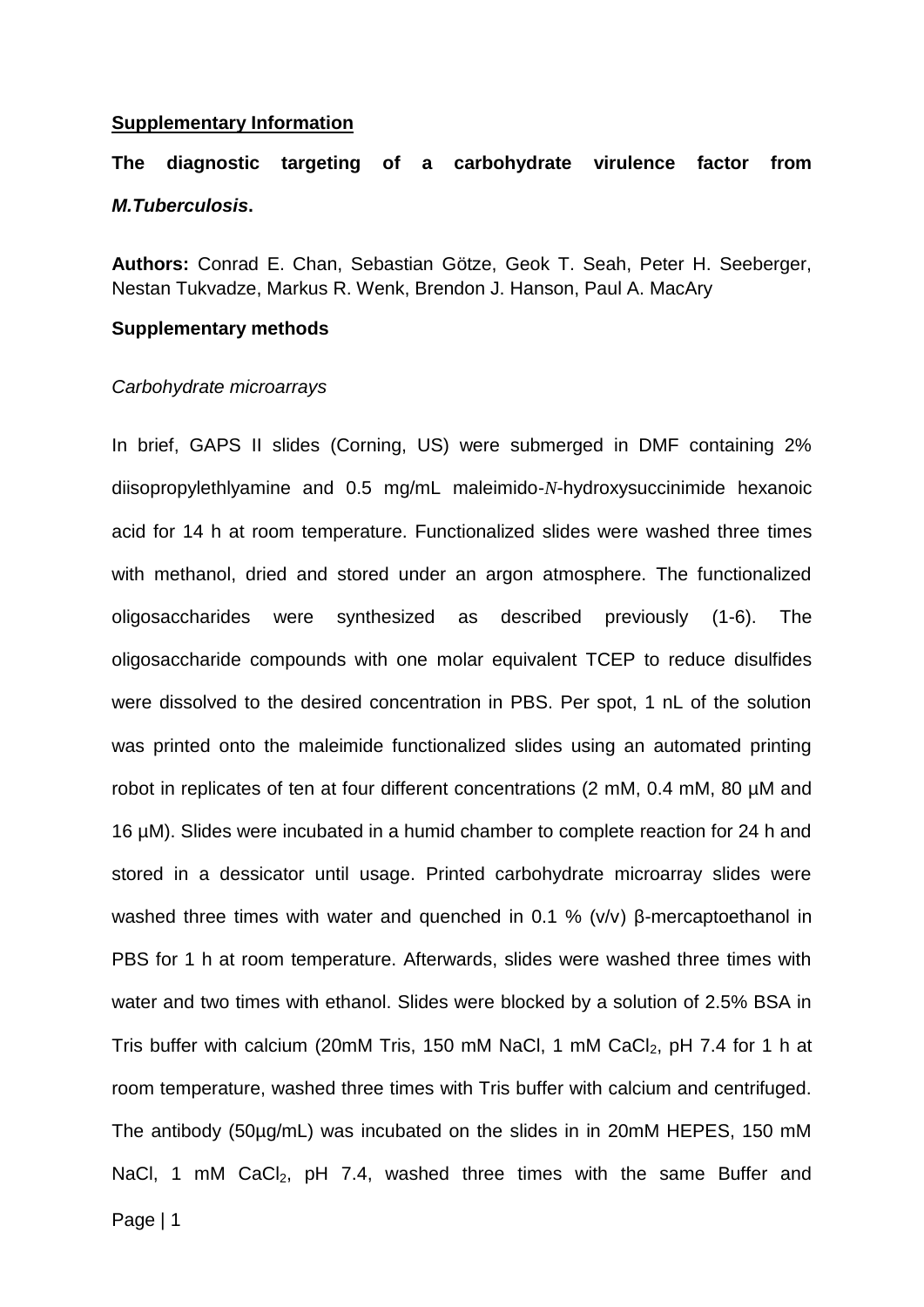**Supplementary Information**

**The diagnostic targeting of a carbohydrate virulence factor from *M.Tuberculosis*.**

**Authors:** Conrad E. Chan, Sebastian Götze, Geok T. Seah, Peter H. Seeberger, Nestan Tukvadze, Markus R. Wenk, Brendon J. Hanson, Paul A. MacAry

**Supplementary methods**

*Carbohydrate microarrays*

In brief, GAPS II slides (Corning, US) were submerged in DMF containing 2% diisopropylethlyamine and 0.5 mg/mL maleimido-*N*-hydroxysuccinimide hexanoic acid for 14 h at room temperature. Functionalized slides were washed three times with methanol, dried and stored under an argon atmosphere. The functionalized oligosaccharides were synthesized as described previously (1-6). The oligosaccharide compounds with one molar equivalent TCEP to reduce disulfides were dissolved to the desired concentration in PBS. Per spot, 1 nL of the solution was printed onto the maleimide functionalized slides using an automated printing robot in replicates of ten at four different concentrations (2 mM, 0.4 mM, 80 µM and 16 µM). Slides were incubated in a humid chamber to complete reaction for 24 h and stored in a dessicator until usage. Printed carbohydrate microarray slides were washed three times with water and quenched in 0.1 % (v/v) β-mercaptoethanol in PBS for 1 h at room temperature. Afterwards, slides were washed three times with water and two times with ethanol. Slides were blocked by a solution of 2.5% BSA in Tris buffer with calcium (20mM Tris, 150 mM NaCl, 1 mM $CaCl_2$, pH 7.4 for 1 h at room temperature, washed three times with Tris buffer with calcium and centrifuged. The antibody (50µg/mL) was incubated on the slides in in 20mM HEPES, 150 mM NaCl, 1 mM $CaCl_2$, pH 7.4, washed three times with the same Buffer and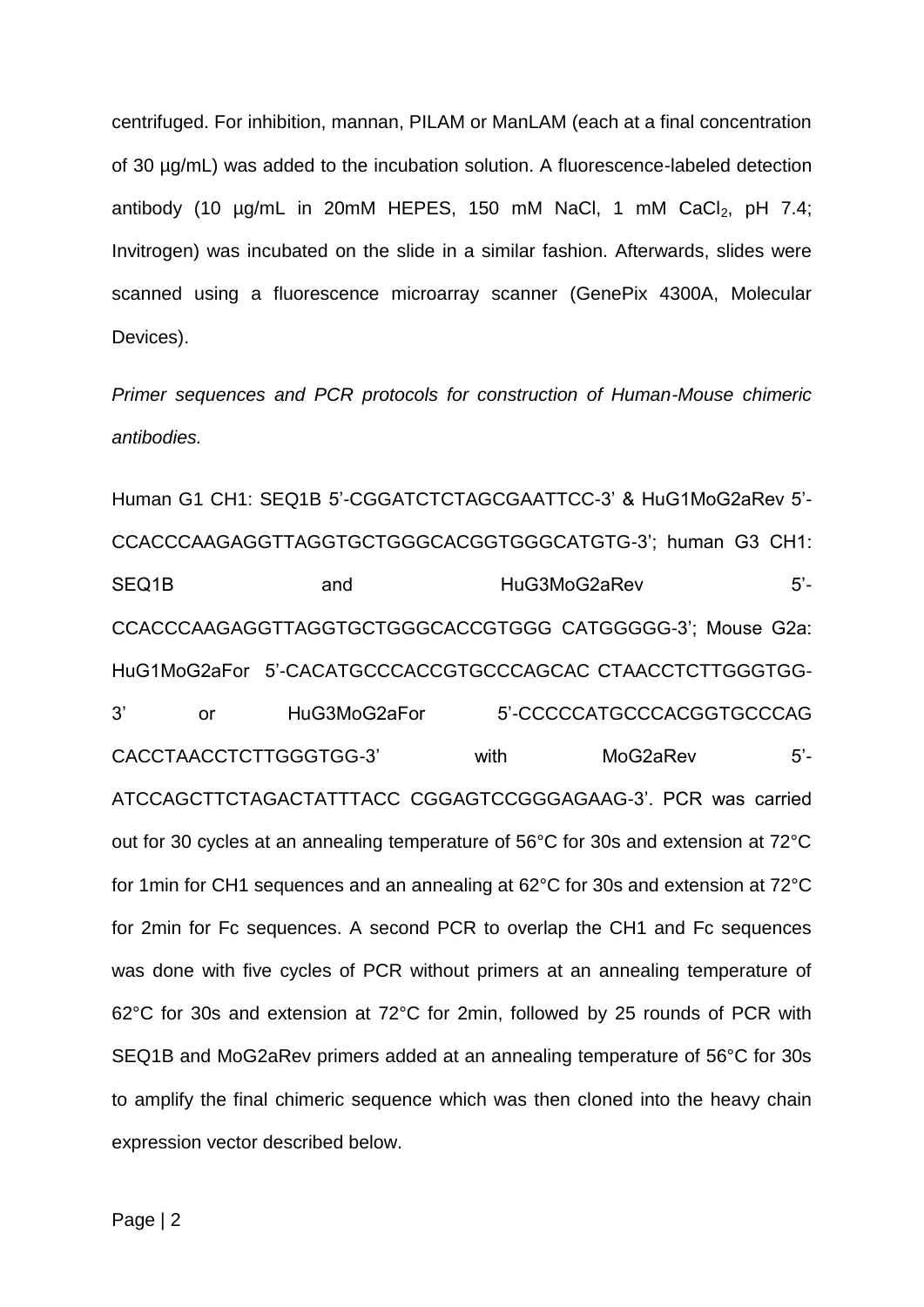centrifuged. For inhibition, mannan, PILAM or ManLAM (each at a final concentration of 30 µg/mL) was added to the incubation solution. A fluorescence-labeled detection antibody (10 µg/mL in 20mM HEPES, 150 mM NaCl, 1 mM $CaCl_2$, pH 7.4; Invitrogen) was incubated on the slide in a similar fashion. Afterwards, slides were scanned using a fluorescence microarray scanner (GenePix 4300A, Molecular Devices).

*Primer sequences and PCR protocols for construction of Human-Mouse chimeric antibodies.*

Human G1 CH1: SEQ1B 5'-CGGATCTCTAGCGAATTCC-3' & HuG1MoG2aRev 5'-CCACCCAAGAGGTTAGGTGCTGGGCACGGTGGGCATGTG-3'; human G3 CH1: SEQ1B and HuG3MoG2aRev 5'-CCACCCAAGAGGTTAGGTGCTGGGCACCGTGGG CATGGGGG-3'; Mouse G2a: HuG1MoG2aFor 5'-CACATGCCCACCGTGCCCAGCAC CTAACCTCTTGGGTGG-3' or HuG3MoG2aFor 5'-CCCCCATGCCCACGGTGCCCAG CACCTAACCTCTTGGGTGG-3' with MoG2aRev 5'-ATCCAGCTTCTAGACTATTTACC CGGAGTCCGGGAGAAG-3'. PCR was carried out for 30 cycles at an annealing temperature of 56°C for 30s and extension at 72°C for 1min for CH1 sequences and an annealing at 62°C for 30s and extension at 72°C for 2min for Fc sequences. A second PCR to overlap the CH1 and Fc sequences was done with five cycles of PCR without primers at an annealing temperature of 62°C for 30s and extension at 72°C for 2min, followed by 25 rounds of PCR with SEQ1B and MoG2aRev primers added at an annealing temperature of 56°C for 30s to amplify the final chimeric sequence which was then cloned into the heavy chain expression vector described below.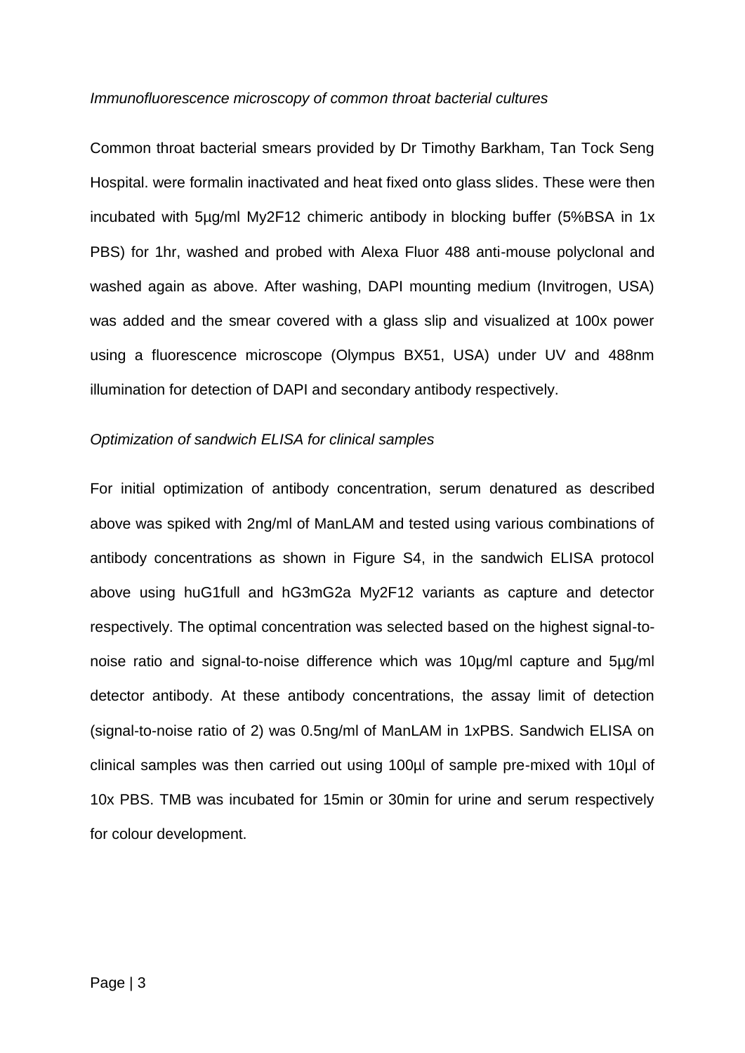*Immunofluorescence microscopy of common throat bacterial cultures*

Common throat bacterial smears provided by Dr Timothy Barkham, Tan Tock Seng Hospital. were formalin inactivated and heat fixed onto glass slides. These were then incubated with 5µg/ml My2F12 chimeric antibody in blocking buffer (5%BSA in 1x PBS) for 1hr, washed and probed with Alexa Fluor 488 anti-mouse polyclonal and washed again as above. After washing, DAPI mounting medium (Invitrogen, USA) was added and the smear covered with a glass slip and visualized at 100x power using a fluorescence microscope (Olympus BX51, USA) under UV and 488nm illumination for detection of DAPI and secondary antibody respectively.

*Optimization of sandwich ELISA for clinical samples*

For initial optimization of antibody concentration, serum denatured as described above was spiked with 2ng/ml of ManLAM and tested using various combinations of antibody concentrations as shown in Figure S4, in the sandwich ELISA protocol above using huG1full and hG3mG2a My2F12 variants as capture and detector respectively. The optimal concentration was selected based on the highest signal-to-noise ratio and signal-to-noise difference which was 10µg/ml capture and 5µg/ml detector antibody. At these antibody concentrations, the assay limit of detection (signal-to-noise ratio of 2) was 0.5ng/ml of ManLAM in 1xPBS. Sandwich ELISA on clinical samples was then carried out using 100µl of sample pre-mixed with 10µl of 10x PBS. TMB was incubated for 15min or 30min for urine and serum respectively for colour development.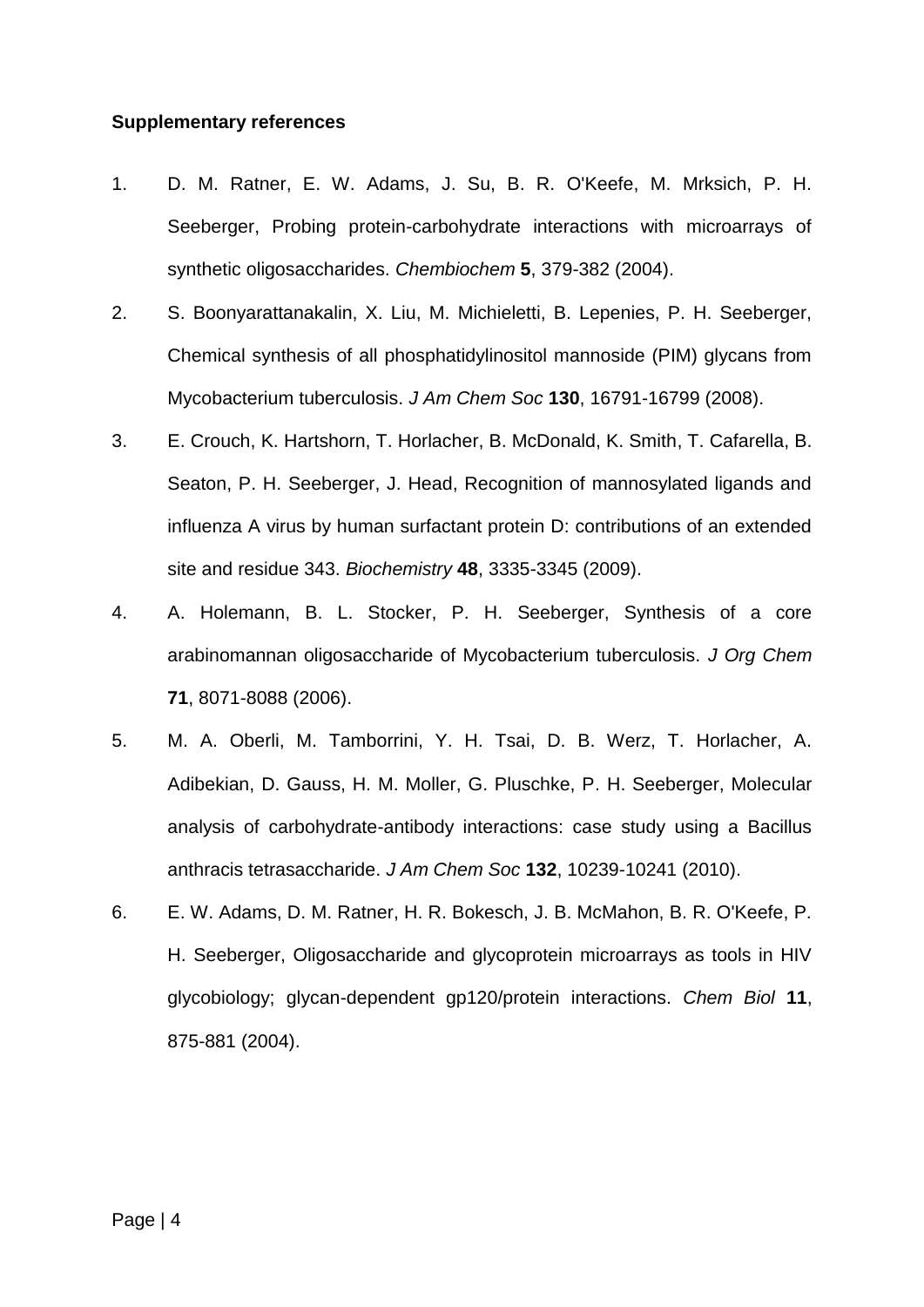**Supplementary references**

1. D. M. Ratner, E. W. Adams, J. Su, B. R. O'Keefe, M. Mrksich, P. H. Seeberger, Probing protein-carbohydrate interactions with microarrays of synthetic oligosaccharides. *Chembiochem* **5**, 379-382 (2004).
2. S. Boonyarattanakalin, X. Liu, M. Michieletti, B. Lepenies, P. H. Seeberger, Chemical synthesis of all phosphatidylinositol mannoside (PIM) glycans from Mycobacterium tuberculosis. *J Am Chem Soc* **130**, 16791-16799 (2008).
3. E. Crouch, K. Hartshorn, T. Horlacher, B. McDonald, K. Smith, T. Cafarella, B. Seaton, P. H. Seeberger, J. Head, Recognition of mannosylated ligands and influenza A virus by human surfactant protein D: contributions of an extended site and residue 343. *Biochemistry* **48**, 3335-3345 (2009).
4. A. Holemann, B. L. Stocker, P. H. Seeberger, Synthesis of a core arabinomannan oligosaccharide of Mycobacterium tuberculosis. *J Org Chem* **71**, 8071-8088 (2006).
5. M. A. Oberli, M. Tamborrini, Y. H. Tsai, D. B. Werz, T. Horlacher, A. Adibekian, D. Gauss, H. M. Moller, G. Pluschke, P. H. Seeberger, Molecular analysis of carbohydrate-antibody interactions: case study using a Bacillus anthracis tetrasaccharide. *J Am Chem Soc* **132**, 10239-10241 (2010).
6. E. W. Adams, D. M. Ratner, H. R. Bokesch, J. B. McMahon, B. R. O'Keefe, P. H. Seeberger, Oligosaccharide and glycoprotein microarrays as tools in HIV glycobiology; glycan-dependent gp120/protein interactions. *Chem Biol* **11**, 875-881 (2004).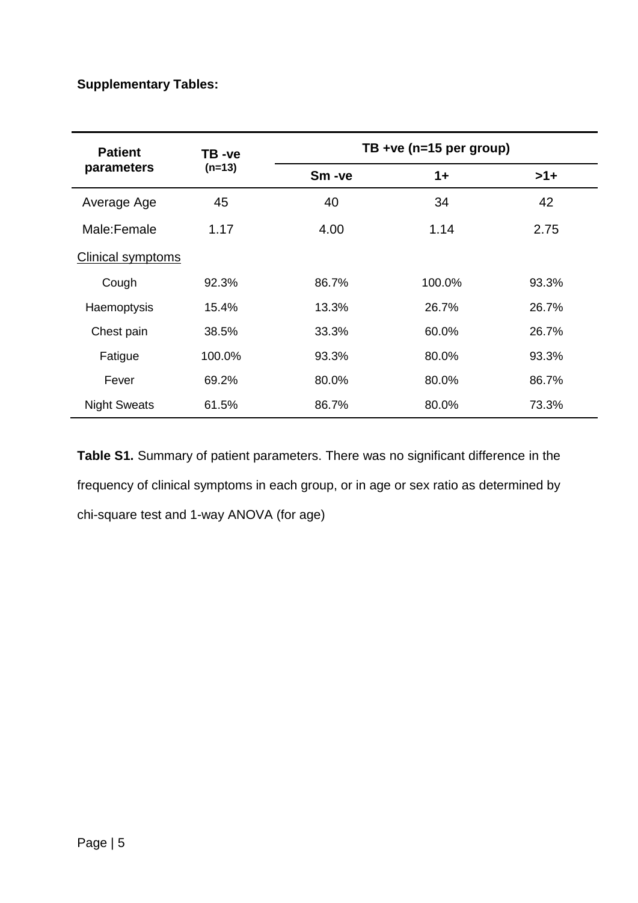**Supplementary Tables:**

| Patient parameters | TB -ve (n=13) | TB +ve (n=15 per group) | | |
|---|---|---|---|---|
| | | Sm -ve | 1+ | >1+ |
| Average Age | 45 | 40 | 34 | 42 |
| Male:Female | 1.17 | 4.00 | 1.14 | 2.75 |
| Clinical symptoms | | | | |
| Cough | 92.3% | 86.7% | 100.0% | 93.3% |
| Haemoptysis | 15.4% | 13.3% | 26.7% | 26.7% |
| Chest pain | 38.5% | 33.3% | 60.0% | 26.7% |
| Fatigue | 100.0% | 93.3% | 80.0% | 93.3% |
| Fever | 69.2% | 80.0% | 80.0% | 86.7% |
| Night Sweats | 61.5% | 86.7% | 80.0% | 73.3% |

**Table S1.** Summary of patient parameters. There was no significant difference in the frequency of clinical symptoms in each group, or in age or sex ratio as determined by chi-square test and 1-way ANOVA (for age)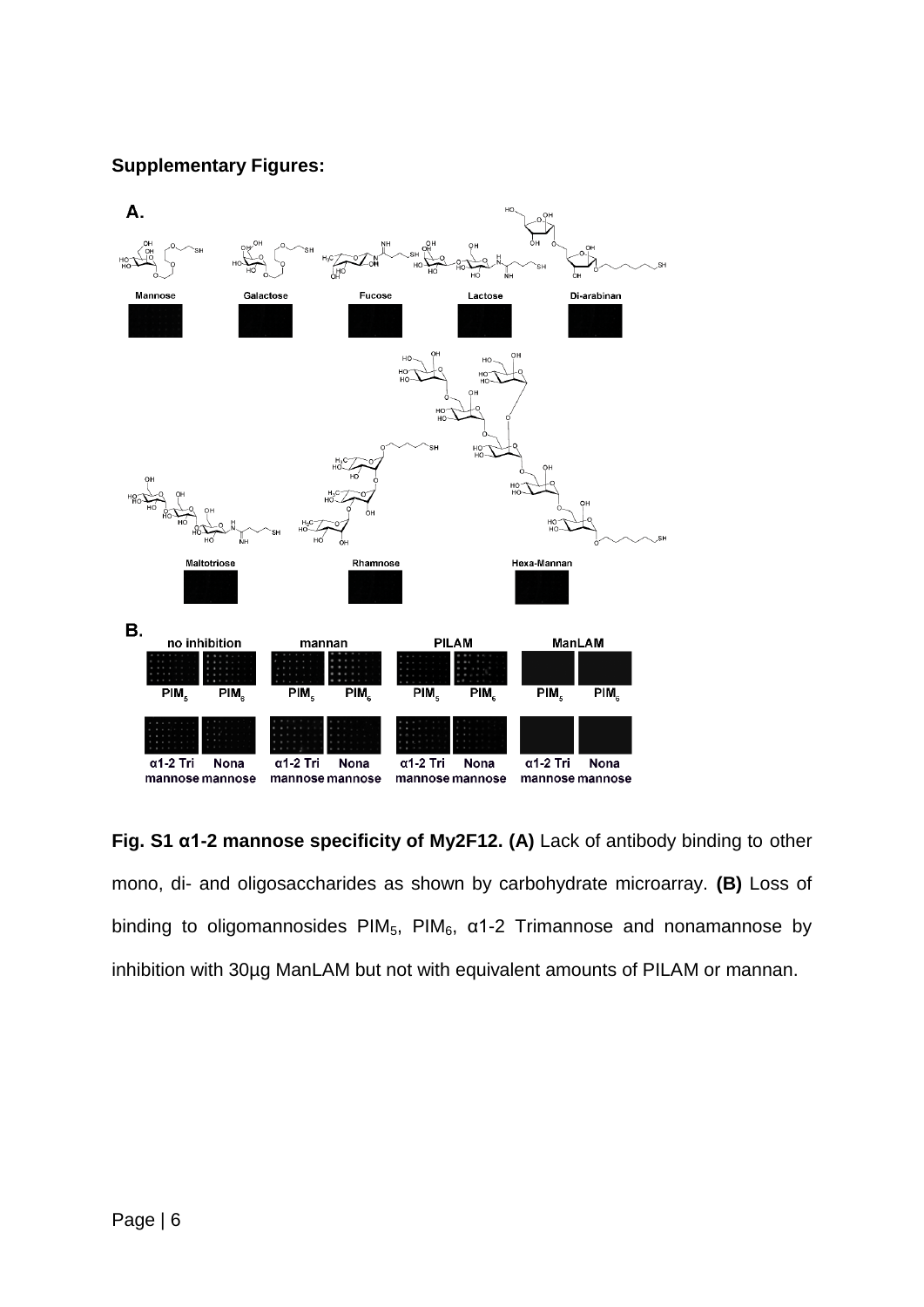**Supplementary Figures:**

**Fig. S1 α1-2 mannose specificity of My2F12. (A)** Lack of antibody binding to other mono, di- and oligosaccharides as shown by carbohydrate microarray. **(B)** Loss of binding to oligomannosides $PIM_5$, $PIM_6$, α1-2 Trimannose and nonamannose by inhibition with 30µg ManLAM but not with equivalent amounts of PILAM or mannan.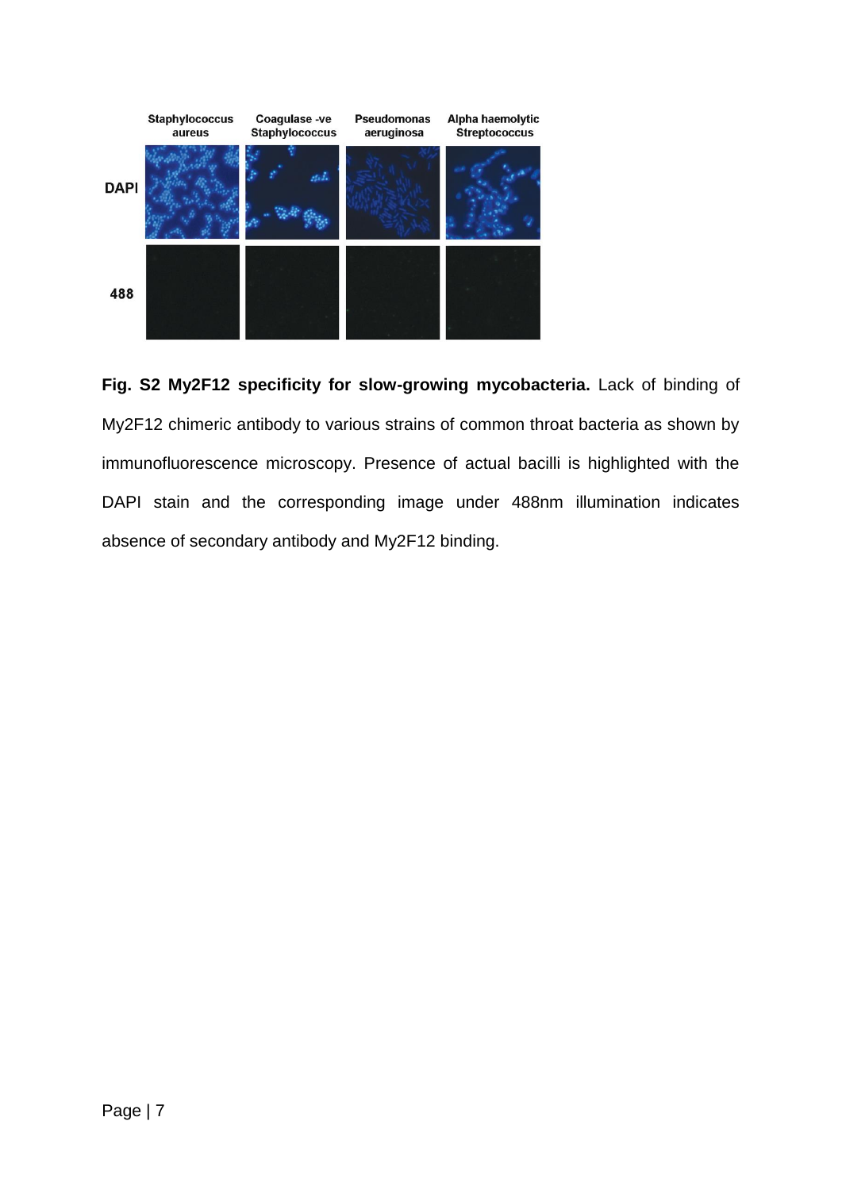**Fig. S2 My2F12 specificity for slow-growing mycobacteria.** Lack of binding of My2F12 chimeric antibody to various strains of common throat bacteria as shown by immunofluorescence microscopy. Presence of actual bacilli is highlighted with the DAPI stain and the corresponding image under 488nm illumination indicates absence of secondary antibody and My2F12 binding.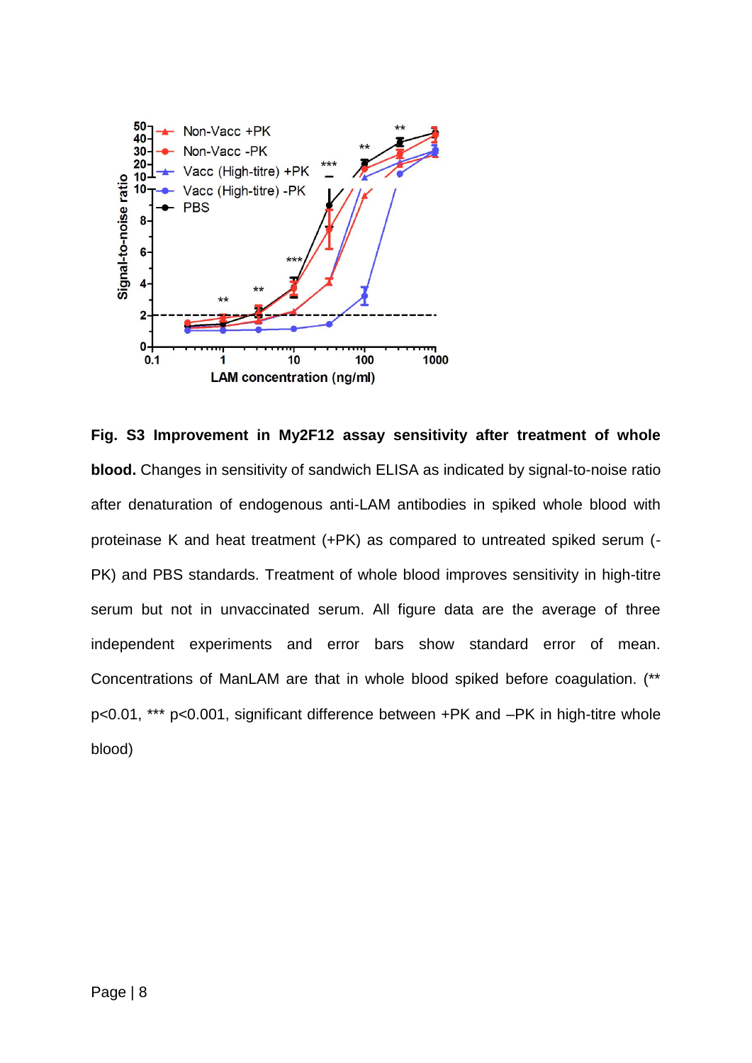**Fig. S3 Improvement in My2F12 assay sensitivity after treatment of whole blood.** Changes in sensitivity of sandwich ELISA as indicated by signal-to-noise ratio after denaturation of endogenous anti-LAM antibodies in spiked whole blood with proteinase K and heat treatment (+PK) as compared to untreated spiked serum (-PK) and PBS standards. Treatment of whole blood improves sensitivity in high-titre serum but not in unvaccinated serum. All figure data are the average of three independent experiments and error bars show standard error of mean. Concentrations of ManLAM are that in whole blood spiked before coagulation. (** $p<0.01$, *** $p<0.001$, significant difference between +PK and –PK in high-titre whole blood)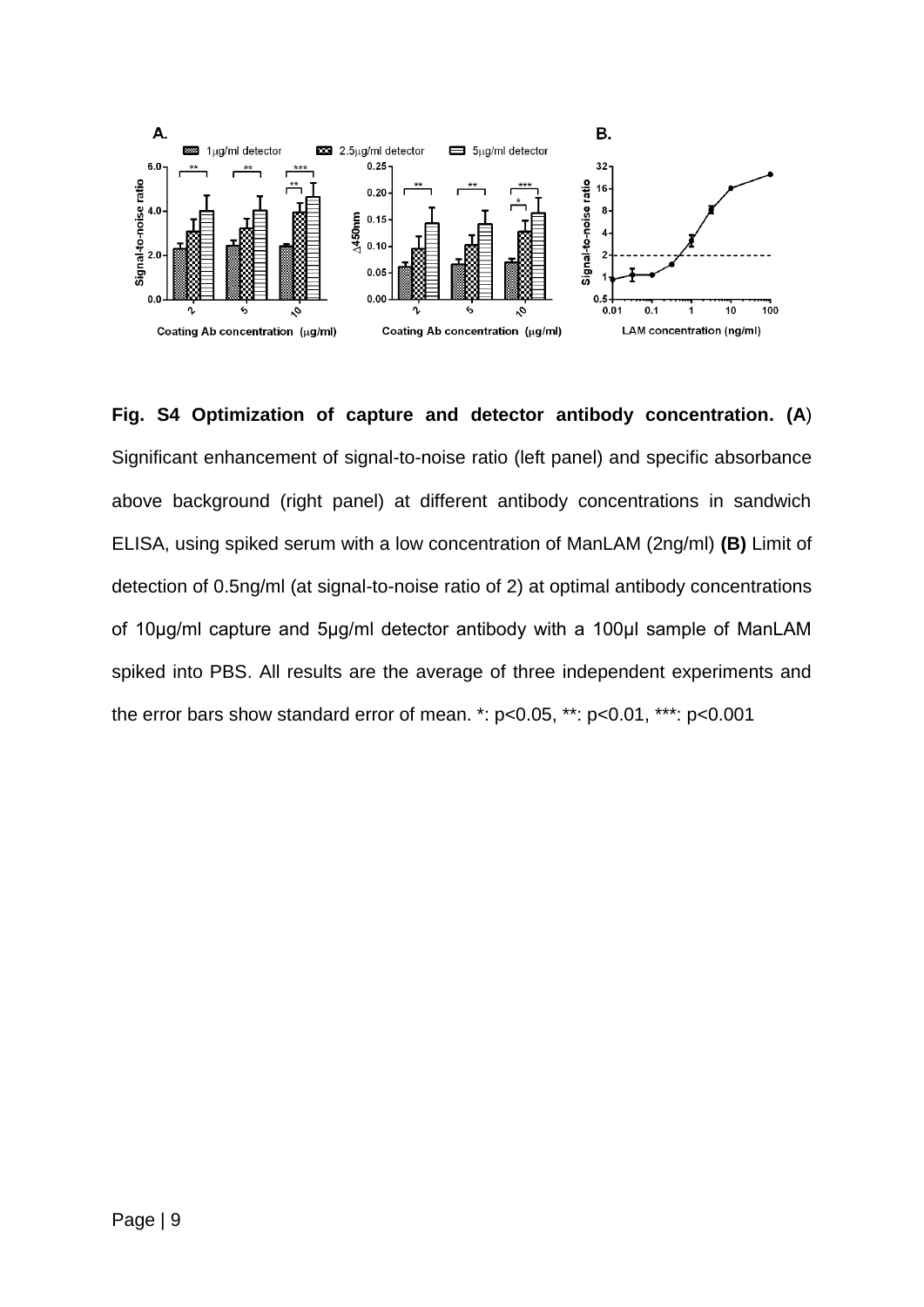**Fig. S4 Optimization of capture and detector antibody concentration. (A)** Significant enhancement of signal-to-noise ratio (left panel) and specific absorbance above background (right panel) at different antibody concentrations in sandwich ELISA, using spiked serum with a low concentration of ManLAM (2ng/ml) **(B)** Limit of detection of 0.5ng/ml (at signal-to-noise ratio of 2) at optimal antibody concentrations of 10µg/ml capture and 5µg/ml detector antibody with a 100µl sample of ManLAM spiked into PBS. All results are the average of three independent experiments and the error bars show standard error of mean. *: $p<0.05$, **: $p<0.01$, ***: $p<0.001$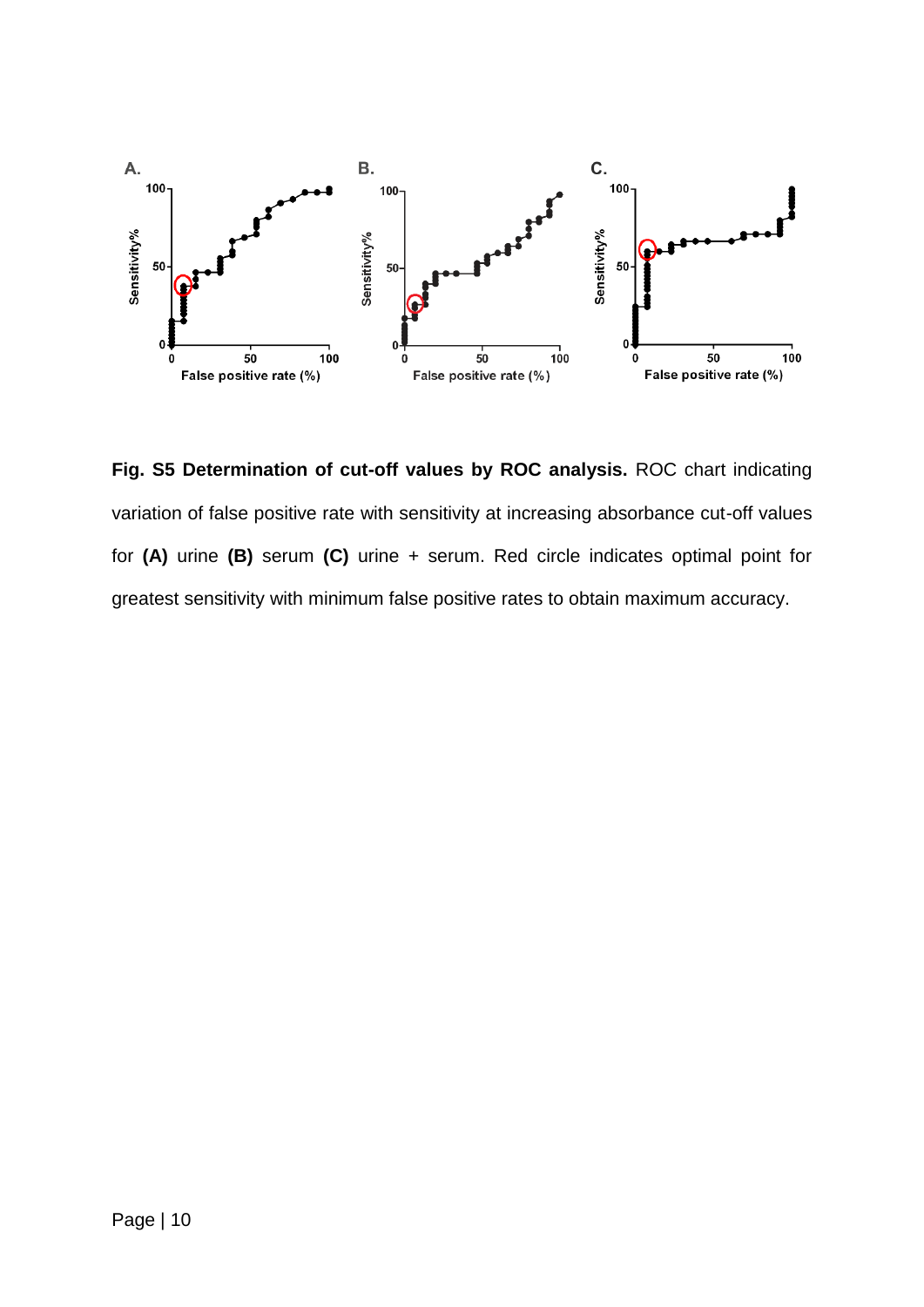A.

100

50

0

Sensitivity%

0 50 100

False positive rate (%)

B.

100

50

0

Sensitivity%

0 50 100

False positive rate (%)

C.

100

50

0

Sensitivity%

0 50 100

False positive rate (%)

**Fig. S5 Determination of cut-off values by ROC analysis.** ROC chart indicating variation of false positive rate with sensitivity at increasing absorbance cut-off values for **(A)** urine **(B)** serum **(C)** urine + serum. Red circle indicates optimal point for greatest sensitivity with minimum false positive rates to obtain maximum accuracy.